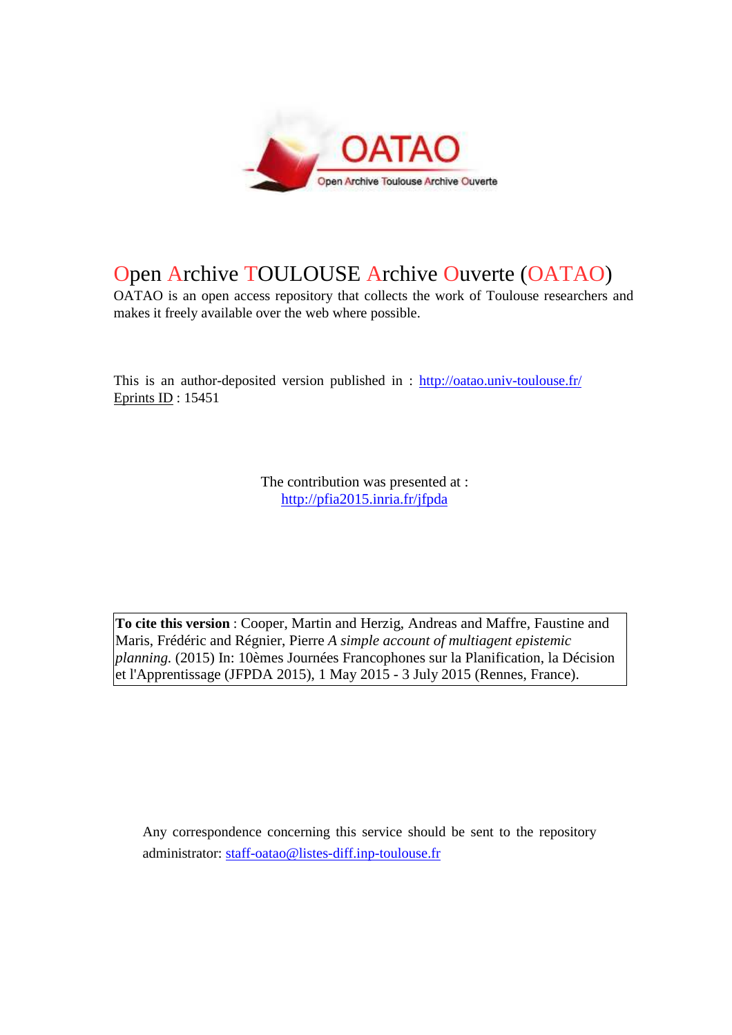# Open Archive TOULOUSE Archive Ouverte (OATAO)

OATAO is an open access repository that collects the work of Toulouse researchers and makes it freely available over the web where possible.

This is an author-deposited version published in : http://oatao.univ-toulouse.fr/
Eprints ID : 15451

The contribution was presented at :
http://pfia2015.inria.fr/jfpda

**To cite this version** : Cooper, Martin and Herzig, Andreas and Maffre, Faustine and Maris, Frédéric and Régnier, Pierre *A simple account of multiagent epistemic planning.* (2015) In: 10èmes Journées Francophones sur la Planification, la Décision et l'Apprentissage (JFPDA 2015), 1 May 2015 - 3 July 2015 (Rennes, France).

Any correspondence concerning this service should be sent to the repository administrator: staff-oatao@listes-diff.inp-toulouse.fr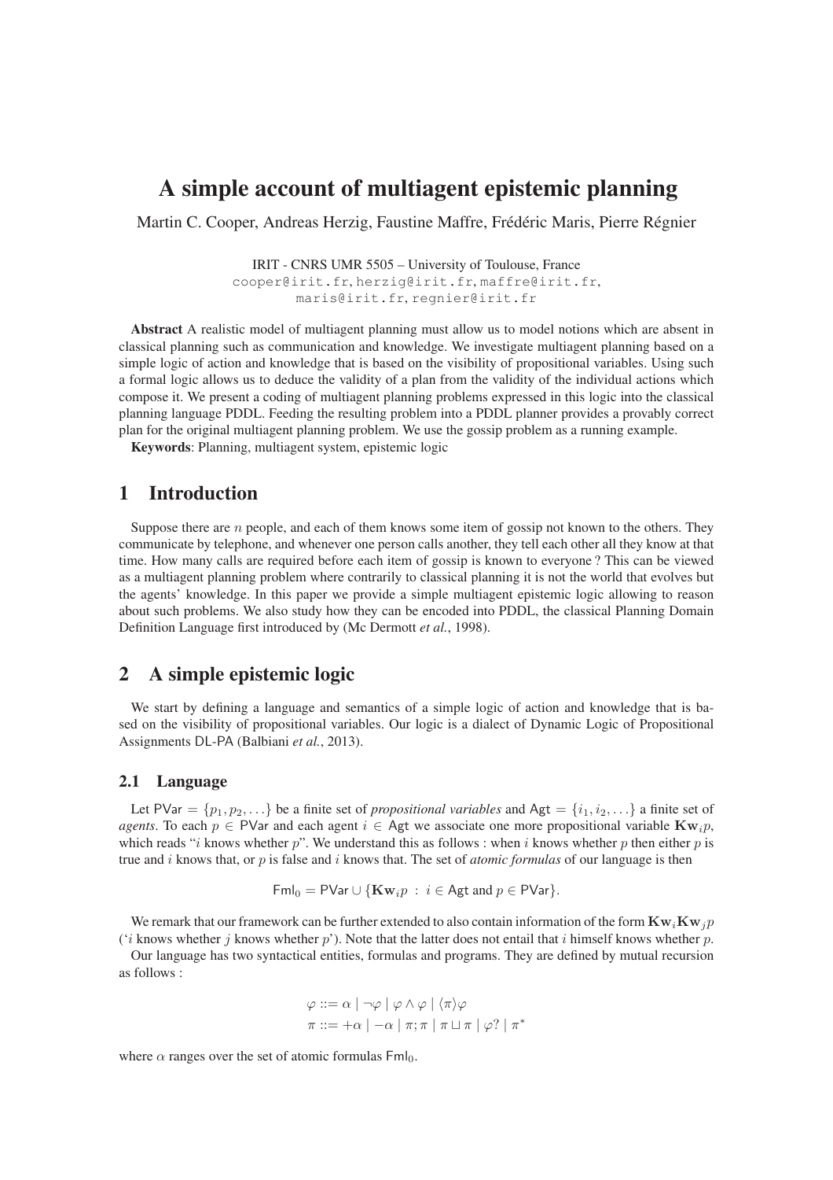# A simple account of multiagent epistemic planning

Martin C. Cooper, Andreas Herzig, Faustine Maffre, Frédéric Maris, Pierre Régnier

IRIT - CNRS UMR 5505 – University of Toulouse, France
cooper@irit.fr, herzig@irit.fr, maffre@irit.fr,
maris@irit.fr, regnier@irit.fr

**Abstract** A realistic model of multiagent planning must allow us to model notions which are absent in classical planning such as communication and knowledge. We investigate multiagent planning based on a simple logic of action and knowledge that is based on the visibility of propositional variables. Using such a formal logic allows us to deduce the validity of a plan from the validity of the individual actions which compose it. We present a coding of multiagent planning problems expressed in this logic into the classical planning language PDDL. Feeding the resulting problem into a PDDL planner provides a provably correct plan for the original multiagent planning problem. We use the gossip problem as a running example.

**Keywords**: Planning, multiagent system, epistemic logic

## 1 Introduction

Suppose there are $n$ people, and each of them knows some item of gossip not known to the others. They communicate by telephone, and whenever one person calls another, they tell each other all they know at that time. How many calls are required before each item of gossip is known to everyone ? This can be viewed as a multiagent planning problem where contrarily to classical planning it is not the world that evolves but the agents' knowledge. In this paper we provide a simple multiagent epistemic logic allowing to reason about such problems. We also study how they can be encoded into PDDL, the classical Planning Domain Definition Language first introduced by (Mc Dermott *et al.*, 1998).

## 2 A simple epistemic logic

We start by defining a language and semantics of a simple logic of action and knowledge that is based on the visibility of propositional variables. Our logic is a dialect of Dynamic Logic of Propositional Assignments DL-PA (Balbiani *et al.*, 2013).

### 2.1 Language

Let $\mathsf{PVar} = \{p_1, p_2, \ldots\}$ be a finite set of *propositional variables* and $\mathsf{Agt} = \{i_1, i_2, \ldots\}$ a finite set of *agents*. To each $p \in \mathsf{PVar}$ and each agent $i \in \mathsf{Agt}$ we associate one more propositional variable $\mathbf{Kw}_i p$, which reads "$i$ knows whether $p$". We understand this as follows : when $i$ knows whether $p$ then either $p$ is true and $i$ knows that, or $p$ is false and $i$ knows that. The set of *atomic formulas* of our language is then

$$\mathsf{Fml}_0 = \mathsf{PVar} \cup \{\mathbf{Kw}_i p \ : \ i \in \mathsf{Agt} \text{ and } p \in \mathsf{PVar}\}.$$

We remark that our framework can be further extended to also contain information of the form $\mathbf{Kw}_i\mathbf{Kw}_j p$ ('$i$ knows whether $j$ knows whether $p$'). Note that the latter does not entail that $i$ himself knows whether $p$.

Our language has two syntactical entities, formulas and programs. They are defined by mutual recursion as follows :

$$\varphi ::= \alpha \mid \neg\varphi \mid \varphi \wedge \varphi \mid \langle\pi\rangle\varphi$$
$$\pi ::= +\alpha \mid -\alpha \mid \pi;\pi \mid \pi \sqcup \pi \mid \varphi? \mid \pi^*$$

where $\alpha$ ranges over the set of atomic formulas $\mathsf{Fml}_0$.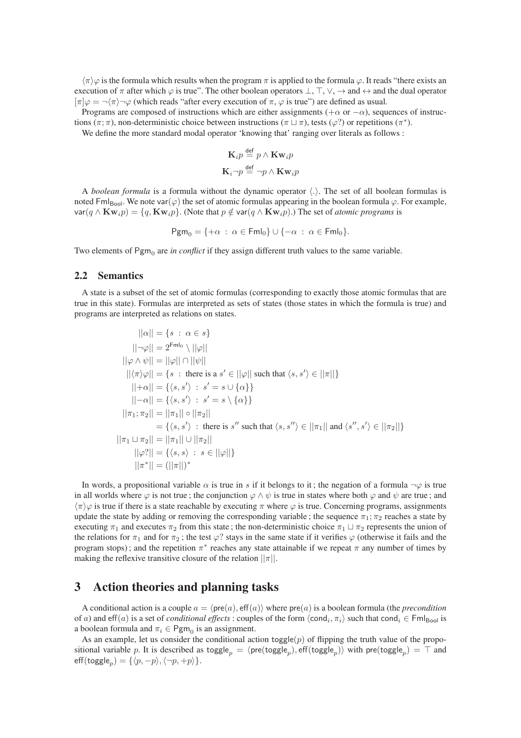$\langle\pi\rangle\varphi$ is the formula which results when the program $\pi$ is applied to the formula $\varphi$. It reads "there exists an execution of $\pi$ after which $\varphi$ is true". The other boolean operators $\bot$, $\top$, $\vee$, $\rightarrow$ and $\leftrightarrow$ and the dual operator $[\pi]\varphi = \neg\langle\pi\rangle\neg\varphi$ (which reads "after every execution of $\pi$, $\varphi$ is true") are defined as usual.

Programs are composed of instructions which are either assignments ($+\alpha$ or $-\alpha$), sequences of instructions ($\pi;\pi$), non-deterministic choice between instructions ($\pi \sqcup \pi$), tests ($\varphi?$) or repetitions ($\pi^*$).

We define the more standard modal operator 'knowing that' ranging over literals as follows :

$$\mathbf{K}_i p \stackrel{\text{def}}{=} p \wedge \mathbf{Kw}_i p$$

$$\mathbf{K}_i \neg p \stackrel{\text{def}}{=} \neg p \wedge \mathbf{Kw}_i p$$

A *boolean formula* is a formula without the dynamic operator $\langle . \rangle$. The set of all boolean formulas is noted $\mathsf{Fml}_{\mathsf{Bool}}$. We note $\mathsf{var}(\varphi)$ the set of atomic formulas appearing in the boolean formula $\varphi$. For example, $\mathsf{var}(q \wedge \mathbf{Kw}_i p) = \{q, \mathbf{Kw}_i p\}$. (Note that $p \notin \mathsf{var}(q \wedge \mathbf{Kw}_i p)$.) The set of *atomic programs* is

$$\mathsf{Pgm}_0 = \{+\alpha \ : \ \alpha \in \mathsf{Fml}_0\} \cup \{-\alpha \ : \ \alpha \in \mathsf{Fml}_0\}.$$

Two elements of $\mathsf{Pgm}_0$ are *in conflict* if they assign different truth values to the same variable.

### 2.2 Semantics

A state is a subset of the set of atomic formulas (corresponding to exactly those atomic formulas that are true in this state). Formulas are interpreted as sets of states (those states in which the formula is true) and programs are interpreted as relations on states.

$$
\begin{aligned}
||\alpha|| &= \{s \ : \ \alpha \in s\} \\
||\neg\varphi|| &= 2^{\mathsf{Fml}_0} \setminus ||\varphi|| \\
||\varphi \wedge \psi|| &= ||\varphi|| \cap ||\psi|| \\
||\langle\pi\rangle\varphi|| &= \{s \ : \ \text{there is a } s' \in ||\varphi|| \text{ such that } \langle s, s' \rangle \in ||\pi||\} \\
||+\alpha|| &= \{\langle s, s' \rangle \ : \ s' = s \cup \{\alpha\}\} \\
||-\alpha|| &= \{\langle s, s' \rangle \ : \ s' = s \setminus \{\alpha\}\} \\
||\pi_1;\pi_2|| &= ||\pi_1|| \circ ||\pi_2|| \\
&= \{\langle s, s' \rangle \ : \ \text{there is } s'' \text{ such that } \langle s, s'' \rangle \in ||\pi_1|| \text{ and } \langle s'', s' \rangle \in ||\pi_2||\} \\
||\pi_1 \sqcup \pi_2|| &= ||\pi_1|| \cup ||\pi_2|| \\
||\varphi?|| &= \{\langle s, s \rangle \ : \ s \in ||\varphi||\} \\
||\pi^*|| &= (||\pi||)^*
\end{aligned}
$$

In words, a propositional variable $\alpha$ is true in $s$ if it belongs to it ; the negation of a formula $\neg\varphi$ is true in all worlds where $\varphi$ is not true ; the conjunction $\varphi \wedge \psi$ is true in states where both $\varphi$ and $\psi$ are true ; and $\langle\pi\rangle\varphi$ is true if there is a state reachable by executing $\pi$ where $\varphi$ is true. Concerning programs, assignments update the state by adding or removing the corresponding variable ; the sequence $\pi_1;\pi_2$ reaches a state by executing $\pi_1$ and executes $\pi_2$ from this state ; the non-deterministic choice $\pi_1 \sqcup \pi_2$ represents the union of the relations for $\pi_1$ and for $\pi_2$ ; the test $\varphi?$ stays in the same state if it verifies $\varphi$ (otherwise it fails and the program stops) ; and the repetition $\pi^*$ reaches any state attainable if we repeat $\pi$ any number of times by making the reflexive transitive closure of the relation $||\pi||$.

## 3 Action theories and planning tasks

A conditional action is a couple $a = \langle \mathsf{pre}(a), \mathsf{eff}(a) \rangle$ where $\mathsf{pre}(a)$ is a boolean formula (the *precondition* of $a$) and $\mathsf{eff}(a)$ is a set of *conditional effects* : couples of the form $\langle \mathsf{cond}_i, \pi_i \rangle$ such that $\mathsf{cond}_i \in \mathsf{Fml}_{\mathsf{Bool}}$ is a boolean formula and $\pi_i \in \mathsf{Pgm}_0$ is an assignment.

As an example, let us consider the conditional action $\mathsf{toggle}(p)$ of flipping the truth value of the propositional variable $p$. It is described as $\mathsf{toggle}_p = \langle \mathsf{pre}(\mathsf{toggle}_p), \mathsf{eff}(\mathsf{toggle}_p) \rangle$ with $\mathsf{pre}(\mathsf{toggle}_p) = \top$ and $\mathsf{eff}(\mathsf{toggle}_p) = \{\langle p, -p \rangle, \langle \neg p, +p \rangle\}$.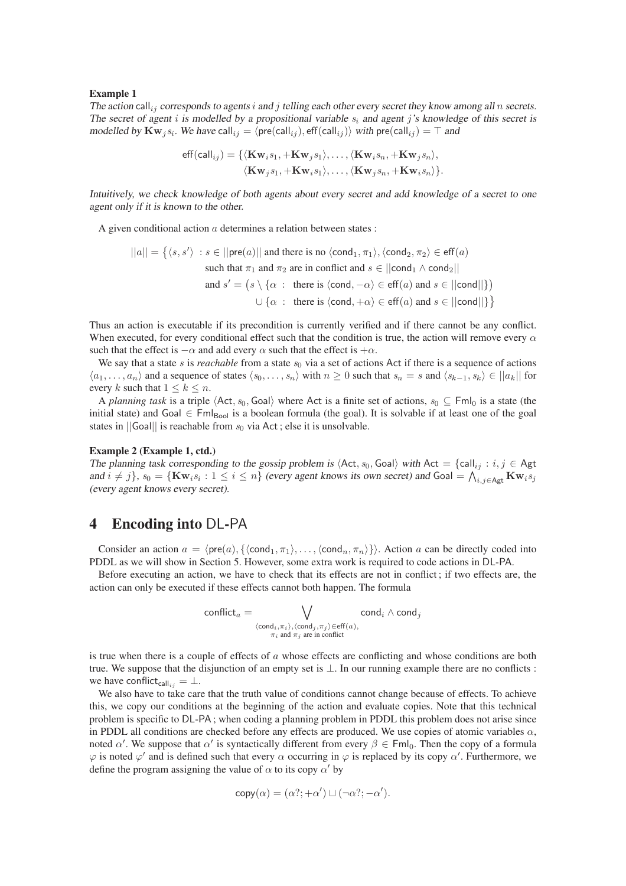**Example 1**

*The action* $\mathsf{call}_{ij}$ *corresponds to agents* $i$ *and* $j$ *telling each other every secret they know among all* $n$ *secrets. The secret of agent* $i$ *is modelled by a propositional variable* $s_i$ *and agent* $j$*'s knowledge of this secret is modelled by* $\mathbf{Kw}_j s_i$*. We have* $\mathsf{call}_{ij} = \langle \mathsf{pre}(\mathsf{call}_{ij}), \mathsf{eff}(\mathsf{call}_{ij}) \rangle$ *with* $\mathsf{pre}(\mathsf{call}_{ij}) = \top$ *and*

$$\mathsf{eff}(\mathsf{call}_{ij}) = \{\langle \mathbf{Kw}_i s_1, +\mathbf{Kw}_j s_1 \rangle, \ldots, \langle \mathbf{Kw}_i s_n, +\mathbf{Kw}_j s_n \rangle, \\ \langle \mathbf{Kw}_j s_1, +\mathbf{Kw}_i s_1 \rangle, \ldots, \langle \mathbf{Kw}_j s_n, +\mathbf{Kw}_i s_n \rangle\}.$$

*Intuitively, we check knowledge of both agents about every secret and add knowledge of a secret to one agent only if it is known to the other.*

A given conditional action $a$ determines a relation between states :

$$\begin{aligned}||a|| = \big\{\langle s, s' \rangle \ : \ & s \in ||\mathsf{pre}(a)|| \text{ and there is no } \langle \mathsf{cond}_1, \pi_1 \rangle, \langle \mathsf{cond}_2, \pi_2 \rangle \in \mathsf{eff}(a) \\ & \text{such that } \pi_1 \text{ and } \pi_2 \text{ are in conflict and } s \in ||\mathsf{cond}_1 \wedge \mathsf{cond}_2|| \\ & \text{and } s' = \big(s \setminus \{\alpha \ : \ \text{there is } \langle \mathsf{cond}, -\alpha \rangle \in \mathsf{eff}(a) \text{ and } s \in ||\mathsf{cond}||\}\big) \\ & \qquad \cup \{\alpha \ : \ \text{there is } \langle \mathsf{cond}, +\alpha \rangle \in \mathsf{eff}(a) \text{ and } s \in ||\mathsf{cond}||\}\big\}\end{aligned}$$

Thus an action is executable if its precondition is currently verified and if there cannot be any conflict. When executed, for every conditional effect such that the condition is true, the action will remove every $\alpha$ such that the effect is $-\alpha$ and add every $\alpha$ such that the effect is $+\alpha$.

We say that a state $s$ is *reachable* from a state $s_0$ via a set of actions Act if there is a sequence of actions $\langle a_1, \ldots, a_n \rangle$ and a sequence of states $\langle s_0, \ldots, s_n \rangle$ with $n \geq 0$ such that $s_n = s$ and $\langle s_{k-1}, s_k \rangle \in ||a_k||$ for every $k$ such that $1 \leq k \leq n$.

A *planning task* is a triple $\langle \mathsf{Act}, s_0, \mathsf{Goal} \rangle$ where Act is a finite set of actions, $s_0 \subseteq \mathsf{Fml}_0$ is a state (the initial state) and $\mathsf{Goal} \in \mathsf{Fml}_{\mathsf{Bool}}$ is a boolean formula (the goal). It is solvable if at least one of the goal states in $||\mathsf{Goal}||$ is reachable from $s_0$ via Act ; else it is unsolvable.

**Example 2 (Example 1, ctd.)**

*The planning task corresponding to the gossip problem is* $\langle \mathsf{Act}, s_0, \mathsf{Goal} \rangle$ *with* $\mathsf{Act} = \{\mathsf{call}_{ij} : i, j \in \mathsf{Agt}$ *and* $i \neq j\}$, $s_0 = \{\mathbf{Kw}_i s_i : 1 \leq i \leq n\}$ *(every agent knows its own secret) and* $\mathsf{Goal} = \bigwedge_{i,j \in \mathsf{Agt}} \mathbf{Kw}_i s_j$ *(every agent knows every secret).*

# 4 Encoding into DL-PA

Consider an action $a = \langle \mathsf{pre}(a), \{\langle \mathsf{cond}_1, \pi_1 \rangle, \ldots, \langle \mathsf{cond}_n, \pi_n \rangle\} \rangle$. Action $a$ can be directly coded into PDDL as we will show in Section 5. However, some extra work is required to code actions in DL-PA.

Before executing an action, we have to check that its effects are not in conflict ; if two effects are, the action can only be executed if these effects cannot both happen. The formula

$$\mathsf{conflict}_a = \bigvee_{\substack{\langle \mathsf{cond}_i, \pi_i \rangle, \langle \mathsf{cond}_j, \pi_j \rangle \in \mathsf{eff}(a), \\ \pi_i \text{ and } \pi_j \text{ are in conflict}}} \mathsf{cond}_i \wedge \mathsf{cond}_j$$

is true when there is a couple of effects of $a$ whose effects are conflicting and whose conditions are both true. We suppose that the disjunction of an empty set is $\bot$. In our running example there are no conflicts : we have $\mathsf{conflict}_{\mathsf{call}_{ij}} = \bot$.

We also have to take care that the truth value of conditions cannot change because of effects. To achieve this, we copy our conditions at the beginning of the action and evaluate copies. Note that this technical problem is specific to DL-PA ; when coding a planning problem in PDDL this problem does not arise since in PDDL all conditions are checked before any effects are produced. We use copies of atomic variables $\alpha$, noted $\alpha'$. We suppose that $\alpha'$ is syntactically different from every $\beta \in \mathsf{Fml}_0$. Then the copy of a formula $\varphi$ is noted $\varphi'$ and is defined such that every $\alpha$ occurring in $\varphi$ is replaced by its copy $\alpha'$. Furthermore, we define the program assigning the value of $\alpha$ to its copy $\alpha'$ by

$$\mathsf{copy}(\alpha) = (\alpha?; +\alpha') \sqcup (\neg\alpha?; -\alpha').$$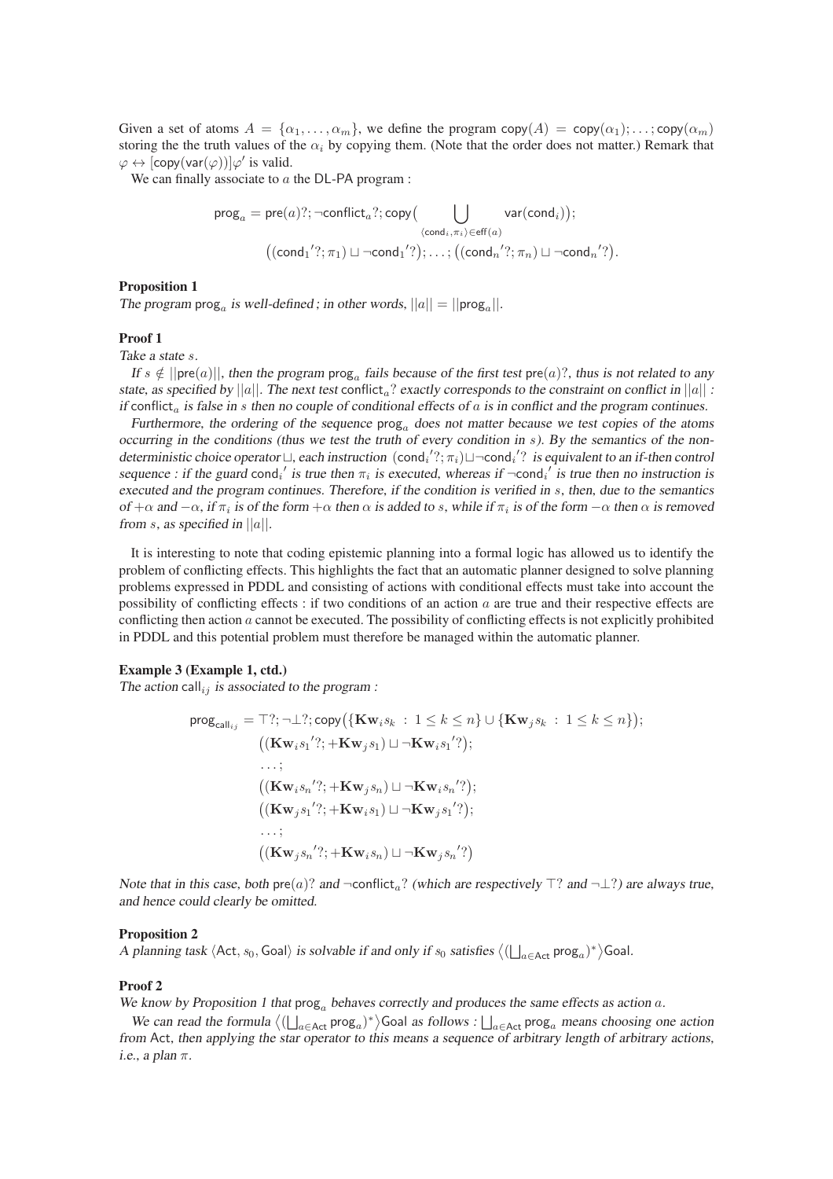Given a set of atoms $A = \{\alpha_1, \ldots, \alpha_m\}$, we define the program $\mathsf{copy}(A) = \mathsf{copy}(\alpha_1); \ldots; \mathsf{copy}(\alpha_m)$ storing the the truth values of the $\alpha_i$ by copying them. (Note that the order does not matter.) Remark that $\varphi \leftrightarrow [\mathsf{copy}(\mathsf{var}(\varphi))]\varphi'$ is valid.

We can finally associate to $a$ the DL-PA program :

$$\mathsf{prog}_a = \mathsf{pre}(a)?; \neg\mathsf{conflict}_a?; \mathsf{copy}\big(\bigcup_{\langle \mathsf{cond}_i, \pi_i\rangle \in \mathsf{eff}(a)} \mathsf{var}(\mathsf{cond}_i)\big);$$
$$\big((\mathsf{cond}_1{}'?; \pi_1) \sqcup \neg\mathsf{cond}_1{}'?\big); \ldots; \big((\mathsf{cond}_n{}'?; \pi_n) \sqcup \neg\mathsf{cond}_n{}'?\big).$$

**Proposition 1**

*The program $\mathsf{prog}_a$ is well-defined ; in other words, $||a|| = ||\mathsf{prog}_a||$.*

**Proof 1**

*Take a state $s$.*

*If $s \notin ||\mathsf{pre}(a)||$, then the program $\mathsf{prog}_a$ fails because of the first test $\mathsf{pre}(a)?$, thus is not related to any state, as specified by $||a||$. The next test $\mathsf{conflict}_a?$ exactly corresponds to the constraint on conflict in $||a||$ : if $\mathsf{conflict}_a$ is false in $s$ then no couple of conditional effects of $a$ is in conflict and the program continues.*

*Furthermore, the ordering of the sequence $\mathsf{prog}_a$ does not matter because we test copies of the atoms occurring in the conditions (thus we test the truth of every condition in $s$). By the semantics of the non-deterministic choice operator $\sqcup$, each instruction $(\mathsf{cond}_i{}'?; \pi_i) \sqcup \neg\mathsf{cond}_i{}'?$ is equivalent to an if-then control sequence : if the guard $\mathsf{cond}_i{}'$ is true then $\pi_i$ is executed, whereas if $\neg\mathsf{cond}_i{}'$ is true then no instruction is executed and the program continues. Therefore, if the condition is verified in $s$, then, due to the semantics of $+\alpha$ and $-\alpha$, if $\pi_i$ is of the form $+\alpha$ then $\alpha$ is added to $s$, while if $\pi_i$ is of the form $-\alpha$ then $\alpha$ is removed from $s$, as specified in $||a||$.*

It is interesting to note that coding epistemic planning into a formal logic has allowed us to identify the problem of conflicting effects. This highlights the fact that an automatic planner designed to solve planning problems expressed in PDDL and consisting of actions with conditional effects must take into account the possibility of conflicting effects : if two conditions of an action $a$ are true and their respective effects are conflicting then action $a$ cannot be executed. The possibility of conflicting effects is not explicitly prohibited in PDDL and this potential problem must therefore be managed within the automatic planner.

**Example 3 (Example 1, ctd.)**

*The action $\mathsf{call}_{ij}$ is associated to the program :*

$$\begin{aligned}
\mathsf{prog}_{\mathsf{call}_{ij}} = \top?; \neg\bot?; \mathsf{copy}\big(&\{\mathbf{Kw}_i s_k \ :\ 1 \leq k \leq n\} \cup \{\mathbf{Kw}_j s_k \ :\ 1 \leq k \leq n\}\big);\\
&\big((\mathbf{Kw}_i s_1{}'?; +\mathbf{Kw}_j s_1) \sqcup \neg\mathbf{Kw}_i s_1{}'?\big);\\
&\ldots;\\
&\big((\mathbf{Kw}_i s_n{}'?; +\mathbf{Kw}_j s_n) \sqcup \neg\mathbf{Kw}_i s_n{}'?\big);\\
&\big((\mathbf{Kw}_j s_1{}'?; +\mathbf{Kw}_i s_1) \sqcup \neg\mathbf{Kw}_j s_1{}'?\big);\\
&\ldots;\\
&\big((\mathbf{Kw}_j s_n{}'?; +\mathbf{Kw}_i s_n) \sqcup \neg\mathbf{Kw}_j s_n{}'?\big)
\end{aligned}$$

*Note that in this case, both $\mathsf{pre}(a)?$ and $\neg\mathsf{conflict}_a?$ (which are respectively $\top?$ and $\neg\bot?$) are always true, and hence could clearly be omitted.*

**Proposition 2**

*A planning task $\langle \mathsf{Act}, s_0, \mathsf{Goal}\rangle$ is solvable if and only if $s_0$ satisfies $\big\langle (\bigsqcup_{a\in\mathsf{Act}} \mathsf{prog}_a)^* \big\rangle \mathsf{Goal}$.*

**Proof 2**

*We know by Proposition 1 that $\mathsf{prog}_a$ behaves correctly and produces the same effects as action $a$.*

*We can read the formula $\big\langle (\bigsqcup_{a\in\mathsf{Act}} \mathsf{prog}_a)^* \big\rangle \mathsf{Goal}$ as follows : $\bigsqcup_{a\in\mathsf{Act}} \mathsf{prog}_a$ means choosing one action from $\mathsf{Act}$, then applying the star operator to this means a sequence of arbitrary length of arbitrary actions, i.e., a plan $\pi$.*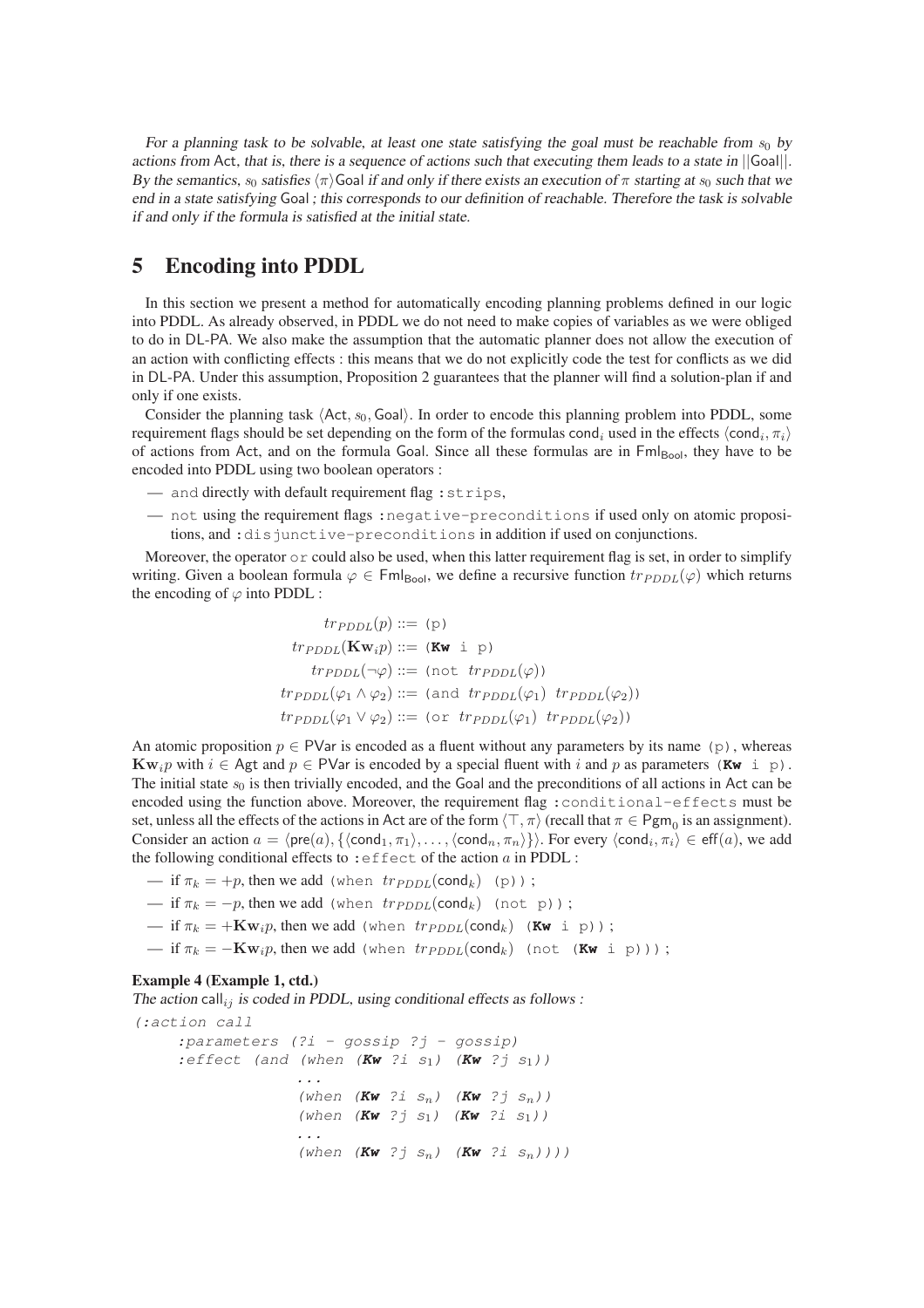*For a planning task to be solvable, at least one state satisfying the goal must be reachable from $s_0$ by actions from* Act*, that is, there is a sequence of actions such that executing them leads to a state in* $||\mathsf{Goal}||$*. By the semantics, $s_0$ satisfies $\langle \pi \rangle$*Goal *if and only if there exists an execution of $\pi$ starting at $s_0$ such that we end in a state satisfying* Goal *; this corresponds to our definition of reachable. Therefore the task is solvable if and only if the formula is satisfied at the initial state.*

## 5 Encoding into PDDL

In this section we present a method for automatically encoding planning problems defined in our logic into PDDL. As already observed, in PDDL we do not need to make copies of variables as we were obliged to do in DL-PA. We also make the assumption that the automatic planner does not allow the execution of an action with conflicting effects : this means that we do not explicitly code the test for conflicts as we did in DL-PA. Under this assumption, Proposition 2 guarantees that the planner will find a solution-plan if and only if one exists.

Consider the planning task $\langle \mathsf{Act}, s_0, \mathsf{Goal} \rangle$. In order to encode this planning problem into PDDL, some requirement flags should be set depending on the form of the formulas $\mathsf{cond}_i$ used in the effects $\langle \mathsf{cond}_i, \pi_i \rangle$ of actions from Act, and on the formula Goal. Since all these formulas are in $\mathsf{Fml}_{\mathsf{Bool}}$, they have to be encoded into PDDL using two boolean operators :

- `and` directly with default requirement flag `:strips`,
- `not` using the requirement flags `:negative-preconditions` if used only on atomic propositions, and `:disjunctive-preconditions` in addition if used on conjunctions.

Moreover, the operator `or` could also be used, when this latter requirement flag is set, in order to simplify writing. Given a boolean formula $\varphi \in \mathsf{Fml}_{\mathsf{Bool}}$, we define a recursive function $tr_{PDDL}(\varphi)$ which returns the encoding of $\varphi$ into PDDL :

$$
\begin{aligned}
tr_{PDDL}(p) &::= \texttt{(p)} \\
tr_{PDDL}(\mathbf{Kw}_i p) &::= \texttt{(}\mathbf{Kw}\texttt{ i p)} \\
tr_{PDDL}(\neg\varphi) &::= \texttt{(not } tr_{PDDL}(\varphi)\texttt{)} \\
tr_{PDDL}(\varphi_1 \wedge \varphi_2) &::= \texttt{(and } tr_{PDDL}(\varphi_1)\ tr_{PDDL}(\varphi_2)\texttt{)} \\
tr_{PDDL}(\varphi_1 \vee \varphi_2) &::= \texttt{(or } tr_{PDDL}(\varphi_1)\ tr_{PDDL}(\varphi_2)\texttt{)}
\end{aligned}
$$

An atomic proposition $p \in \mathsf{PVar}$ is encoded as a fluent without any parameters by its name `(p)`, whereas $\mathbf{Kw}_i p$ with $i \in \mathsf{Agt}$ and $p \in \mathsf{PVar}$ is encoded by a special fluent with $i$ and $p$ as parameters `(Kw i p)`. The initial state $s_0$ is then trivially encoded, and the Goal and the preconditions of all actions in Act can be encoded using the function above. Moreover, the requirement flag `:conditional-effects` must be set, unless all the effects of the actions in Act are of the form $\langle \top, \pi \rangle$ (recall that $\pi \in \mathsf{Pgm}_0$ is an assignment). Consider an action $a = \langle \mathsf{pre}(a), \{\langle \mathsf{cond}_1, \pi_1 \rangle, \ldots, \langle \mathsf{cond}_n, \pi_n \rangle\} \rangle$. For every $\langle \mathsf{cond}_i, \pi_i \rangle \in \mathsf{eff}(a)$, we add the following conditional effects to `:effect` of the action $a$ in PDDL :

- if $\pi_k = +p$, then we add `(when` $tr_{PDDL}(\mathsf{cond}_k)$ `(p))` ;
- if $\pi_k = -p$, then we add `(when` $tr_{PDDL}(\mathsf{cond}_k)$ `(not p))` ;
- if $\pi_k = +\mathbf{Kw}_i p$, then we add `(when` $tr_{PDDL}(\mathsf{cond}_k)$ `(Kw i p))` ;
- if $\pi_k = -\mathbf{Kw}_i p$, then we add `(when` $tr_{PDDL}(\mathsf{cond}_k)$ `(not (Kw i p)))` ;

**Example 4 (Example 1, ctd.)**
*The action* $\mathsf{call}_{ij}$ *is coded in PDDL, using conditional effects as follows :*

```
(:action call
    :parameters (?i - gossip ?j - gossip)
    :effect (and (when (Kw ?i s1) (Kw ?j s1))
                 ...
                 (when (Kw ?i sn) (Kw ?j sn))
                 (when (Kw ?j s1) (Kw ?i s1))
                 ...
                 (when (Kw ?j sn) (Kw ?i sn))))
```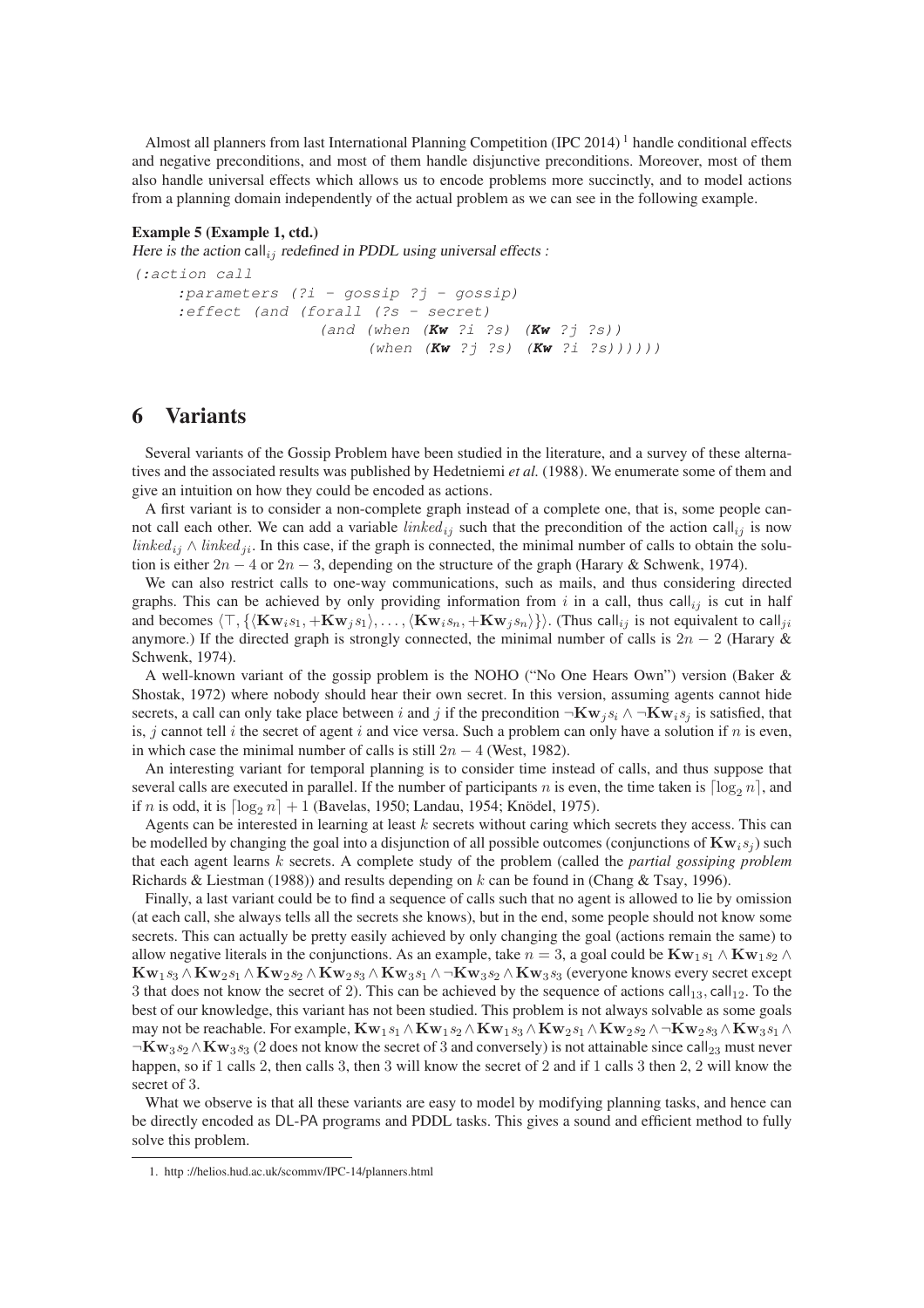Almost all planners from last International Planning Competition (IPC 2014)[1] handle conditional effects and negative preconditions, and most of them handle disjunctive preconditions. Moreover, most of them also handle universal effects which allows us to encode problems more succinctly, and to model actions from a planning domain independently of the actual problem as we can see in the following example.

**Example 5 (Example 1, ctd.)**
*Here is the action* $\mathsf{call}_{ij}$ *redefined in PDDL using universal effects :*

```
(:action call
     :parameters (?i - gossip ?j - gossip)
     :effect (and (forall (?s - secret)
                  (and (when (Kw ?i ?s) (Kw ?j ?s))
                       (when (Kw ?j ?s) (Kw ?i ?s))))))
```

# 6 Variants

Several variants of the Gossip Problem have been studied in the literature, and a survey of these alternatives and the associated results was published by Hedetniemi *et al.* (1988). We enumerate some of them and give an intuition on how they could be encoded as actions.

A first variant is to consider a non-complete graph instead of a complete one, that is, some people cannot call each other. We can add a variable $linked_{ij}$ such that the precondition of the action $\mathsf{call}_{ij}$ is now $linked_{ij} \wedge linked_{ji}$. In this case, if the graph is connected, the minimal number of calls to obtain the solution is either $2n-4$ or $2n-3$, depending on the structure of the graph (Harary & Schwenk, 1974).

We can also restrict calls to one-way communications, such as mails, and thus considering directed graphs. This can be achieved by only providing information from $i$ in a call, thus $\mathsf{call}_{ij}$ is cut in half and becomes $\langle \top, \{\langle \mathbf{Kw}_i s_1, +\mathbf{Kw}_j s_1 \rangle, \ldots, \langle \mathbf{Kw}_i s_n, +\mathbf{Kw}_j s_n \rangle\}\rangle$. (Thus $\mathsf{call}_{ij}$ is not equivalent to $\mathsf{call}_{ji}$ anymore.) If the directed graph is strongly connected, the minimal number of calls is $2n-2$ (Harary & Schwenk, 1974).

A well-known variant of the gossip problem is the NOHO ("No One Hears Own") version (Baker & Shostak, 1972) where nobody should hear their own secret. In this version, assuming agents cannot hide secrets, a call can only take place between $i$ and $j$ if the precondition $\neg \mathbf{Kw}_j s_i \wedge \neg \mathbf{Kw}_i s_j$ is satisfied, that is, $j$ cannot tell $i$ the secret of agent $i$ and vice versa. Such a problem can only have a solution if $n$ is even, in which case the minimal number of calls is still $2n-4$ (West, 1982).

An interesting variant for temporal planning is to consider time instead of calls, and thus suppose that several calls are executed in parallel. If the number of participants $n$ is even, the time taken is $\lceil \log_2 n \rceil$, and if $n$ is odd, it is $\lceil \log_2 n \rceil + 1$ (Bavelas, 1950; Landau, 1954; Knödel, 1975).

Agents can be interested in learning at least $k$ secrets without caring which secrets they access. This can be modelled by changing the goal into a disjunction of all possible outcomes (conjunctions of $\mathbf{Kw}_i s_j$) such that each agent learns $k$ secrets. A complete study of the problem (called the *partial gossiping problem* Richards & Liestman (1988)) and results depending on $k$ can be found in (Chang & Tsay, 1996).

Finally, a last variant could be to find a sequence of calls such that no agent is allowed to lie by omission (at each call, she always tells all the secrets she knows), but in the end, some people should not know some secrets. This can actually be pretty easily achieved by only changing the goal (actions remain the same) to allow negative literals in the conjunctions. As an example, take $n=3$, a goal could be $\mathbf{Kw}_1 s_1 \wedge \mathbf{Kw}_1 s_2 \wedge \mathbf{Kw}_1 s_3 \wedge \mathbf{Kw}_2 s_1 \wedge \mathbf{Kw}_2 s_2 \wedge \mathbf{Kw}_2 s_3 \wedge \mathbf{Kw}_3 s_1 \wedge \neg \mathbf{Kw}_3 s_2 \wedge \mathbf{Kw}_3 s_3$ (everyone knows every secret except 3 that does not know the secret of 2). This can be achieved by the sequence of actions $\mathsf{call}_{13}, \mathsf{call}_{12}$. To the best of our knowledge, this variant has not been studied. This problem is not always solvable as some goals may not be reachable. For example, $\mathbf{Kw}_1 s_1 \wedge \mathbf{Kw}_1 s_2 \wedge \mathbf{Kw}_1 s_3 \wedge \mathbf{Kw}_2 s_1 \wedge \mathbf{Kw}_2 s_2 \wedge \neg \mathbf{Kw}_2 s_3 \wedge \mathbf{Kw}_3 s_1 \wedge \neg \mathbf{Kw}_3 s_2 \wedge \mathbf{Kw}_3 s_3$ (2 does not know the secret of 3 and conversely) is not attainable since $\mathsf{call}_{23}$ must never happen, so if 1 calls 2, then calls 3, then 3 will know the secret of 2 and if 1 calls 3 then 2, 2 will know the secret of 3.

What we observe is that all these variants are easy to model by modifying planning tasks, and hence can be directly encoded as DL-PA programs and PDDL tasks. This gives a sound and efficient method to fully solve this problem.

[1] http ://helios.hud.ac.uk/scommv/IPC-14/planners.html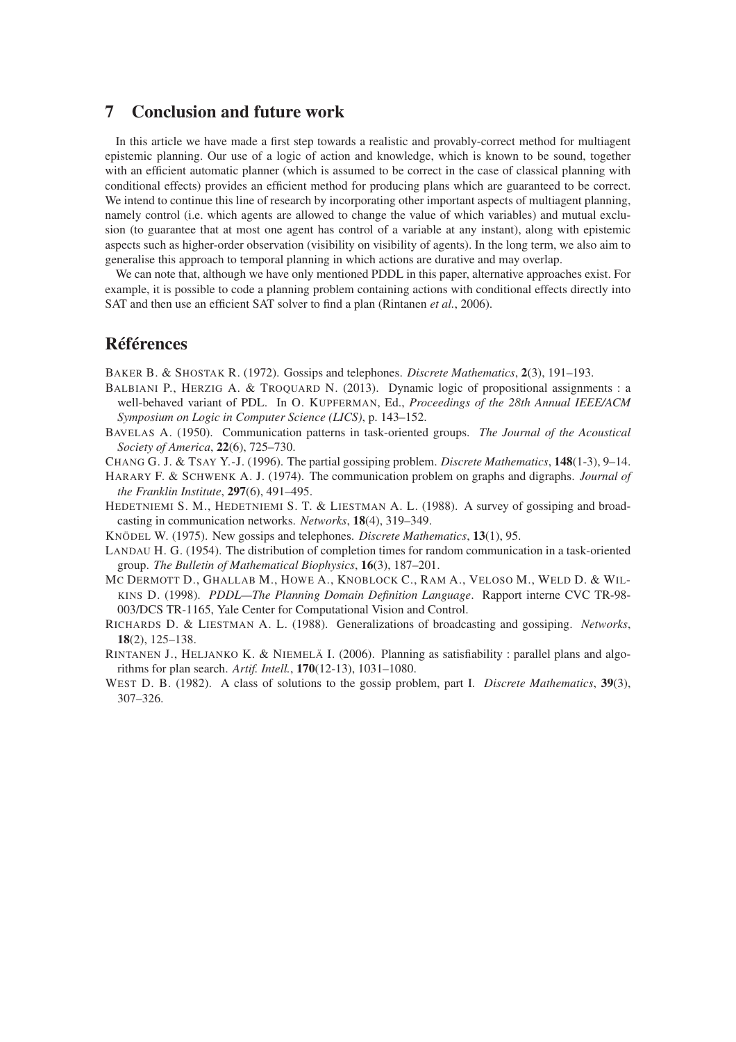## 7 Conclusion and future work

In this article we have made a first step towards a realistic and provably-correct method for multiagent epistemic planning. Our use of a logic of action and knowledge, which is known to be sound, together with an efficient automatic planner (which is assumed to be correct in the case of classical planning with conditional effects) provides an efficient method for producing plans which are guaranteed to be correct. We intend to continue this line of research by incorporating other important aspects of multiagent planning, namely control (i.e. which agents are allowed to change the value of which variables) and mutual exclusion (to guarantee that at most one agent has control of a variable at any instant), along with epistemic aspects such as higher-order observation (visibility on visibility of agents). In the long term, we also aim to generalise this approach to temporal planning in which actions are durative and may overlap.

We can note that, although we have only mentioned PDDL in this paper, alternative approaches exist. For example, it is possible to code a planning problem containing actions with conditional effects directly into SAT and then use an efficient SAT solver to find a plan (Rintanen *et al.*, 2006).

## Références

BAKER B. & SHOSTAK R. (1972). Gossips and telephones. *Discrete Mathematics*, **2**(3), 191–193.

BALBIANI P., HERZIG A. & TROQUARD N. (2013). Dynamic logic of propositional assignments : a well-behaved variant of PDL. In O. KUPFERMAN, Ed., *Proceedings of the 28th Annual IEEE/ACM Symposium on Logic in Computer Science (LICS)*, p. 143–152.

BAVELAS A. (1950). Communication patterns in task-oriented groups. *The Journal of the Acoustical Society of America*, **22**(6), 725–730.

CHANG G. J. & TSAY Y.-J. (1996). The partial gossiping problem. *Discrete Mathematics*, **148**(1-3), 9–14.

HARARY F. & SCHWENK A. J. (1974). The communication problem on graphs and digraphs. *Journal of the Franklin Institute*, **297**(6), 491–495.

HEDETNIEMI S. M., HEDETNIEMI S. T. & LIESTMAN A. L. (1988). A survey of gossiping and broadcasting in communication networks. *Networks*, **18**(4), 319–349.

KNÖDEL W. (1975). New gossips and telephones. *Discrete Mathematics*, **13**(1), 95.

LANDAU H. G. (1954). The distribution of completion times for random communication in a task-oriented group. *The Bulletin of Mathematical Biophysics*, **16**(3), 187–201.

MC DERMOTT D., GHALLAB M., HOWE A., KNOBLOCK C., RAM A., VELOSO M., WELD D. & WILKINS D. (1998). *PDDL—The Planning Domain Definition Language*. Rapport interne CVC TR-98-003/DCS TR-1165, Yale Center for Computational Vision and Control.

RICHARDS D. & LIESTMAN A. L. (1988). Generalizations of broadcasting and gossiping. *Networks*, **18**(2), 125–138.

RINTANEN J., HELJANKO K. & NIEMELÄ I. (2006). Planning as satisfiability : parallel plans and algorithms for plan search. *Artif. Intell.*, **170**(12-13), 1031–1080.

WEST D. B. (1982). A class of solutions to the gossip problem, part I. *Discrete Mathematics*, **39**(3), 307–326.